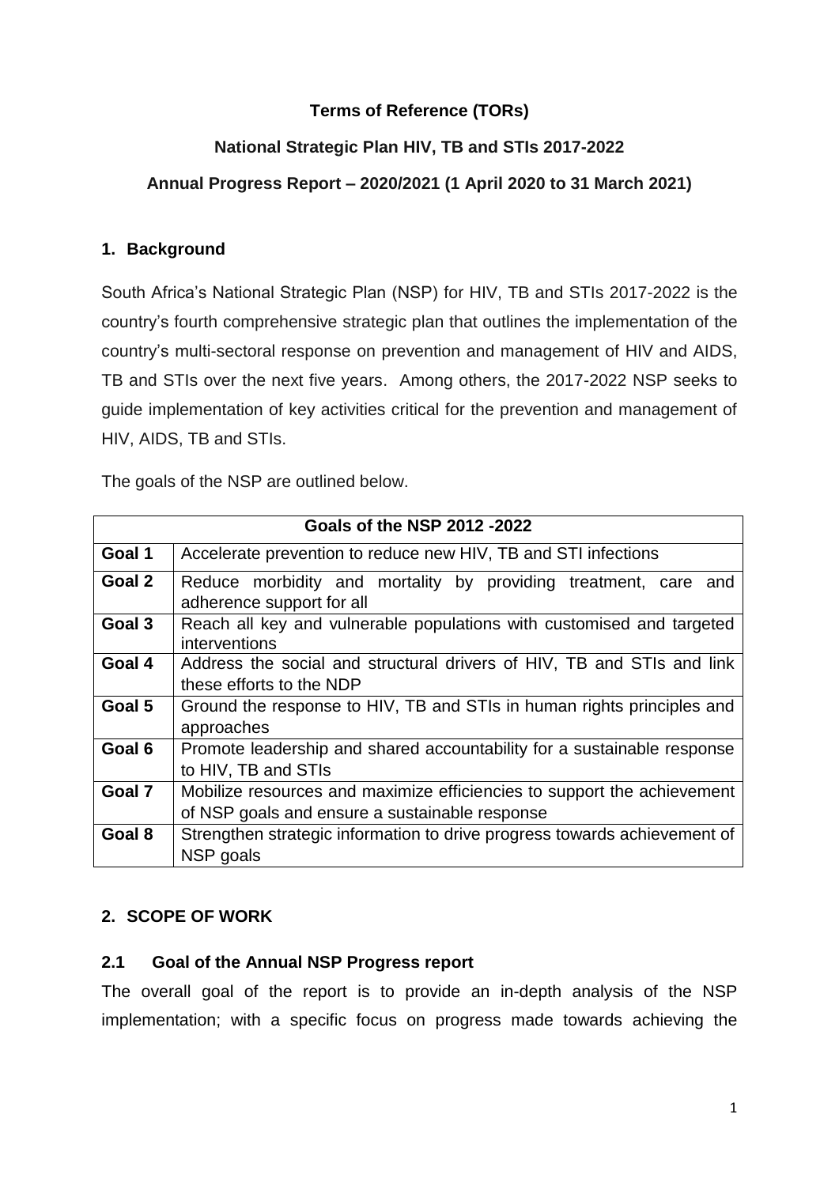**Terms of Reference (TORs)**

**National Strategic Plan HIV, TB and STIs 2017-2022**

**Annual Progress Report – 2020/2021 (1 April 2020 to 31 March 2021)**

## 1. Background

South Africa's National Strategic Plan (NSP) for HIV, TB and STIs 2017-2022 is the country's fourth comprehensive strategic plan that outlines the implementation of the country's multi-sectoral response on prevention and management of HIV and AIDS, TB and STIs over the next five years. Among others, the 2017-2022 NSP seeks to guide implementation of key activities critical for the prevention and management of HIV, AIDS, TB and STIs.

The goals of the NSP are outlined below.

| **Goals of the NSP 2012 -2022** | |
|---|---|
| **Goal 1** | Accelerate prevention to reduce new HIV, TB and STI infections |
| **Goal 2** | Reduce morbidity and mortality by providing treatment, care and adherence support for all |
| **Goal 3** | Reach all key and vulnerable populations with customised and targeted interventions |
| **Goal 4** | Address the social and structural drivers of HIV, TB and STIs and link these efforts to the NDP |
| **Goal 5** | Ground the response to HIV, TB and STIs in human rights principles and approaches |
| **Goal 6** | Promote leadership and shared accountability for a sustainable response to HIV, TB and STIs |
| **Goal 7** | Mobilize resources and maximize efficiencies to support the achievement of NSP goals and ensure a sustainable response |
| **Goal 8** | Strengthen strategic information to drive progress towards achievement of NSP goals |

## 2. SCOPE OF WORK

### 2.1 Goal of the Annual NSP Progress report

The overall goal of the report is to provide an in-depth analysis of the NSP implementation; with a specific focus on progress made towards achieving the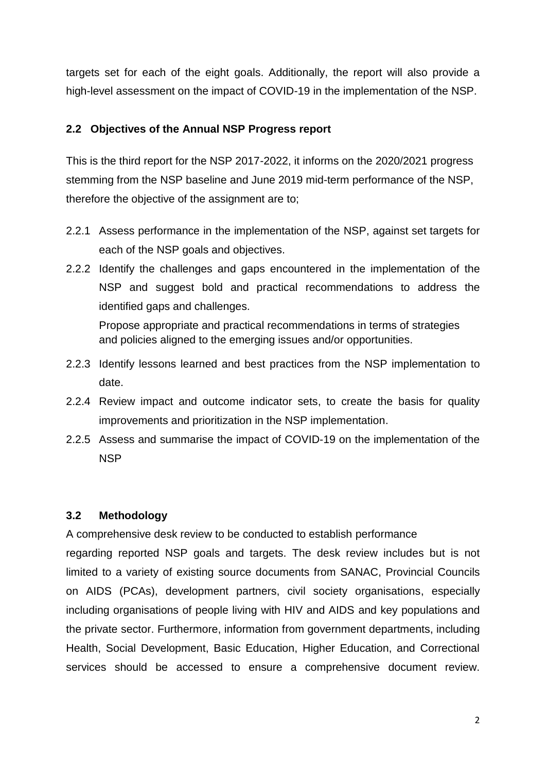targets set for each of the eight goals. Additionally, the report will also provide a high-level assessment on the impact of COVID-19 in the implementation of the NSP.

### 2.2 Objectives of the Annual NSP Progress report

This is the third report for the NSP 2017-2022, it informs on the 2020/2021 progress stemming from the NSP baseline and June 2019 mid-term performance of the NSP, therefore the objective of the assignment are to;

2.2.1 Assess performance in the implementation of the NSP, against set targets for each of the NSP goals and objectives.

2.2.2 Identify the challenges and gaps encountered in the implementation of the NSP and suggest bold and practical recommendations to address the identified gaps and challenges.

Propose appropriate and practical recommendations in terms of strategies and policies aligned to the emerging issues and/or opportunities.

2.2.3 Identify lessons learned and best practices from the NSP implementation to date.

2.2.4 Review impact and outcome indicator sets, to create the basis for quality improvements and prioritization in the NSP implementation.

2.2.5 Assess and summarise the impact of COVID-19 on the implementation of the NSP

### 3.2 Methodology

A comprehensive desk review to be conducted to establish performance regarding reported NSP goals and targets. The desk review includes but is not limited to a variety of existing source documents from SANAC, Provincial Councils on AIDS (PCAs), development partners, civil society organisations, especially including organisations of people living with HIV and AIDS and key populations and the private sector. Furthermore, information from government departments, including Health, Social Development, Basic Education, Higher Education, and Correctional services should be accessed to ensure a comprehensive document review.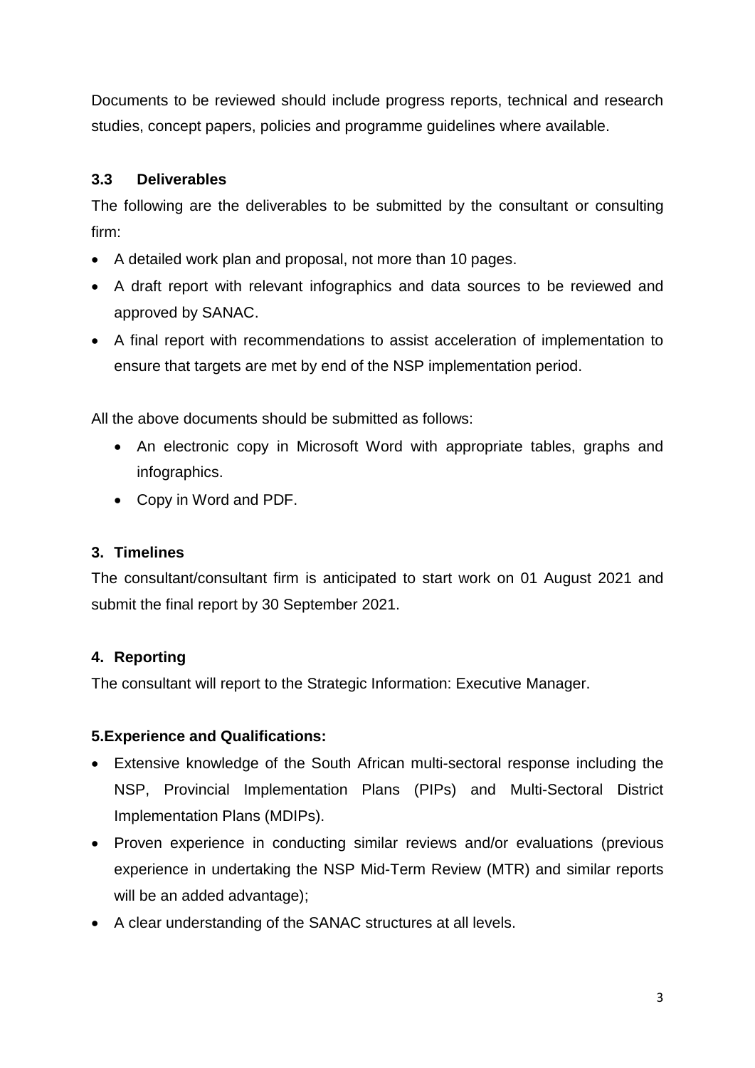Documents to be reviewed should include progress reports, technical and research studies, concept papers, policies and programme guidelines where available.

### 3.3 Deliverables

The following are the deliverables to be submitted by the consultant or consulting firm:

- A detailed work plan and proposal, not more than 10 pages.
- A draft report with relevant infographics and data sources to be reviewed and approved by SANAC.
- A final report with recommendations to assist acceleration of implementation to ensure that targets are met by end of the NSP implementation period.

All the above documents should be submitted as follows:

- An electronic copy in Microsoft Word with appropriate tables, graphs and infographics.
- Copy in Word and PDF.

## 3. Timelines

The consultant/consultant firm is anticipated to start work on 01 August 2021 and submit the final report by 30 September 2021.

## 4. Reporting

The consultant will report to the Strategic Information: Executive Manager.

## 5.Experience and Qualifications:

- Extensive knowledge of the South African multi-sectoral response including the NSP, Provincial Implementation Plans (PIPs) and Multi-Sectoral District Implementation Plans (MDIPs).
- Proven experience in conducting similar reviews and/or evaluations (previous experience in undertaking the NSP Mid-Term Review (MTR) and similar reports will be an added advantage);
- A clear understanding of the SANAC structures at all levels.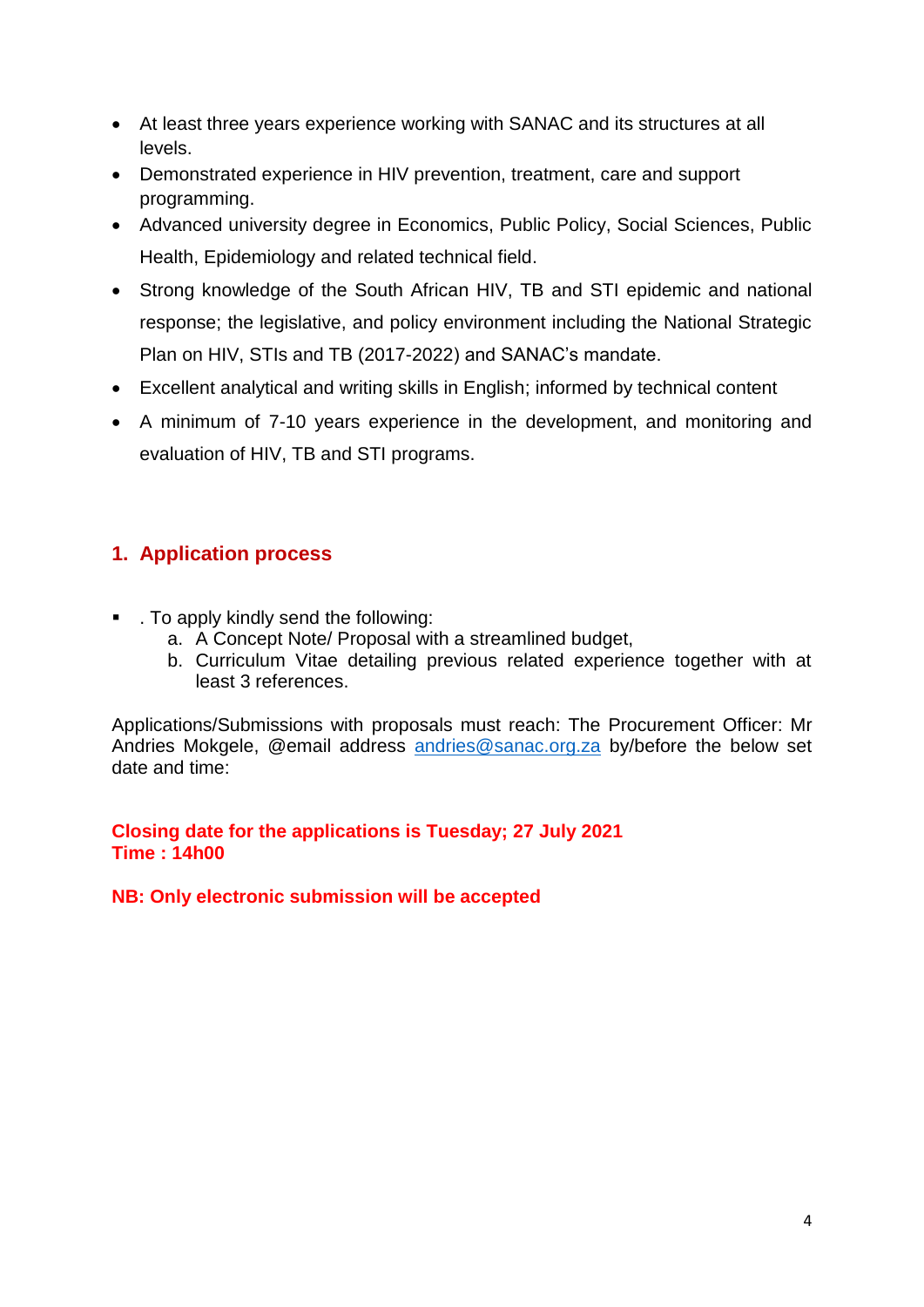- At least three years experience working with SANAC and its structures at all levels.
- Demonstrated experience in HIV prevention, treatment, care and support programming.
- Advanced university degree in Economics, Public Policy, Social Sciences, Public Health, Epidemiology and related technical field.
- Strong knowledge of the South African HIV, TB and STI epidemic and national response; the legislative, and policy environment including the National Strategic Plan on HIV, STIs and TB (2017-2022) and SANAC's mandate.
- Excellent analytical and writing skills in English; informed by technical content
- A minimum of 7-10 years experience in the development, and monitoring and evaluation of HIV, TB and STI programs.

## 1. Application process

- . To apply kindly send the following:
  a. A Concept Note/ Proposal with a streamlined budget,
  b. Curriculum Vitae detailing previous related experience together with at least 3 references.

Applications/Submissions with proposals must reach: The Procurement Officer: Mr Andries Mokgele, @email address andries@sanac.org.za by/before the below set date and time:

**Closing date for the applications is Tuesday; 27 July 2021**
**Time : 14h00**

**NB: Only electronic submission will be accepted**